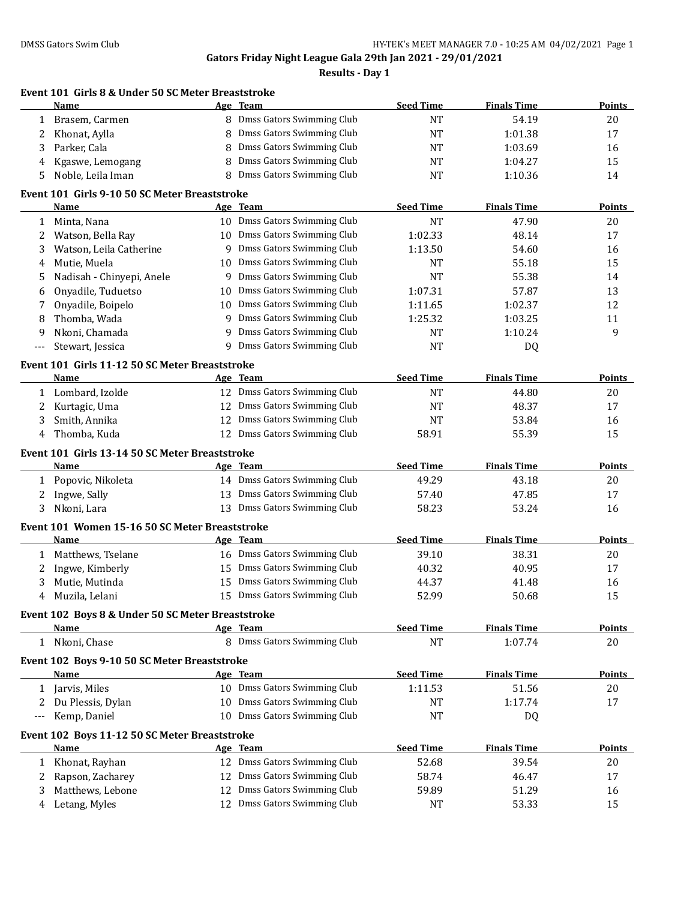## Gators Friday Night League Gala 29th Jan 2021 - 29/01/2021

### Results - Day 1

#### Event 101 Girls 8 & Under 50 SC Meter Breaststroke

| | Name | Age | Team | Seed Time | Finals Time | Points |
|---|---|---|---|---|---|---|
| 1 | Brasem, Carmen | 8 | Dmss Gators Swimming Club | NT | 54.19 | 20 |
| 2 | Khonat, Aylla | 8 | Dmss Gators Swimming Club | NT | 1:01.38 | 17 |
| 3 | Parker, Cala | 8 | Dmss Gators Swimming Club | NT | 1:03.69 | 16 |
| 4 | Kgaswe, Lemogang | 8 | Dmss Gators Swimming Club | NT | 1:04.27 | 15 |
| 5 | Noble, Leila Iman | 8 | Dmss Gators Swimming Club | NT | 1:10.36 | 14 |

#### Event 101 Girls 9-10 50 SC Meter Breaststroke

| | Name | Age | Team | Seed Time | Finals Time | Points |
|---|---|---|---|---|---|---|
| 1 | Minta, Nana | 10 | Dmss Gators Swimming Club | NT | 47.90 | 20 |
| 2 | Watson, Bella Ray | 10 | Dmss Gators Swimming Club | 1:02.33 | 48.14 | 17 |
| 3 | Watson, Leila Catherine | 9 | Dmss Gators Swimming Club | 1:13.50 | 54.60 | 16 |
| 4 | Mutie, Muela | 10 | Dmss Gators Swimming Club | NT | 55.18 | 15 |
| 5 | Nadisah - Chinyepi, Anele | 9 | Dmss Gators Swimming Club | NT | 55.38 | 14 |
| 6 | Onyadile, Tuduetso | 10 | Dmss Gators Swimming Club | 1:07.31 | 57.87 | 13 |
| 7 | Onyadile, Boipelo | 10 | Dmss Gators Swimming Club | 1:11.65 | 1:02.37 | 12 |
| 8 | Thomba, Wada | 9 | Dmss Gators Swimming Club | 1:25.32 | 1:03.25 | 11 |
| 9 | Nkoni, Chamada | 9 | Dmss Gators Swimming Club | NT | 1:10.24 | 9 |
| --- | Stewart, Jessica | 9 | Dmss Gators Swimming Club | NT | DQ | |

#### Event 101 Girls 11-12 50 SC Meter Breaststroke

| | Name | Age | Team | Seed Time | Finals Time | Points |
|---|---|---|---|---|---|---|
| 1 | Lombard, Izolde | 12 | Dmss Gators Swimming Club | NT | 44.80 | 20 |
| 2 | Kurtagic, Uma | 12 | Dmss Gators Swimming Club | NT | 48.37 | 17 |
| 3 | Smith, Annika | 12 | Dmss Gators Swimming Club | NT | 53.84 | 16 |
| 4 | Thomba, Kuda | 12 | Dmss Gators Swimming Club | 58.91 | 55.39 | 15 |

#### Event 101 Girls 13-14 50 SC Meter Breaststroke

| | Name | Age | Team | Seed Time | Finals Time | Points |
|---|---|---|---|---|---|---|
| 1 | Popovic, Nikoleta | 14 | Dmss Gators Swimming Club | 49.29 | 43.18 | 20 |
| 2 | Ingwe, Sally | 13 | Dmss Gators Swimming Club | 57.40 | 47.85 | 17 |
| 3 | Nkoni, Lara | 13 | Dmss Gators Swimming Club | 58.23 | 53.24 | 16 |

#### Event 101 Women 15-16 50 SC Meter Breaststroke

| | Name | Age | Team | Seed Time | Finals Time | Points |
|---|---|---|---|---|---|---|
| 1 | Matthews, Tselane | 16 | Dmss Gators Swimming Club | 39.10 | 38.31 | 20 |
| 2 | Ingwe, Kimberly | 15 | Dmss Gators Swimming Club | 40.32 | 40.95 | 17 |
| 3 | Mutie, Mutinda | 15 | Dmss Gators Swimming Club | 44.37 | 41.48 | 16 |
| 4 | Muzila, Lelani | 15 | Dmss Gators Swimming Club | 52.99 | 50.68 | 15 |

#### Event 102 Boys 8 & Under 50 SC Meter Breaststroke

| | Name | Age | Team | Seed Time | Finals Time | Points |
|---|---|---|---|---|---|---|
| 1 | Nkoni, Chase | 8 | Dmss Gators Swimming Club | NT | 1:07.74 | 20 |

#### Event 102 Boys 9-10 50 SC Meter Breaststroke

| | Name | Age | Team | Seed Time | Finals Time | Points |
|---|---|---|---|---|---|---|
| 1 | Jarvis, Miles | 10 | Dmss Gators Swimming Club | 1:11.53 | 51.56 | 20 |
| 2 | Du Plessis, Dylan | 10 | Dmss Gators Swimming Club | NT | 1:17.74 | 17 |
| --- | Kemp, Daniel | 10 | Dmss Gators Swimming Club | NT | DQ | |

#### Event 102 Boys 11-12 50 SC Meter Breaststroke

| | Name | Age | Team | Seed Time | Finals Time | Points |
|---|---|---|---|---|---|---|
| 1 | Khonat, Rayhan | 12 | Dmss Gators Swimming Club | 52.68 | 39.54 | 20 |
| 2 | Rapson, Zacharey | 12 | Dmss Gators Swimming Club | 58.74 | 46.47 | 17 |
| 3 | Matthews, Lebone | 12 | Dmss Gators Swimming Club | 59.89 | 51.29 | 16 |
| 4 | Letang, Myles | 12 | Dmss Gators Swimming Club | NT | 53.33 | 15 |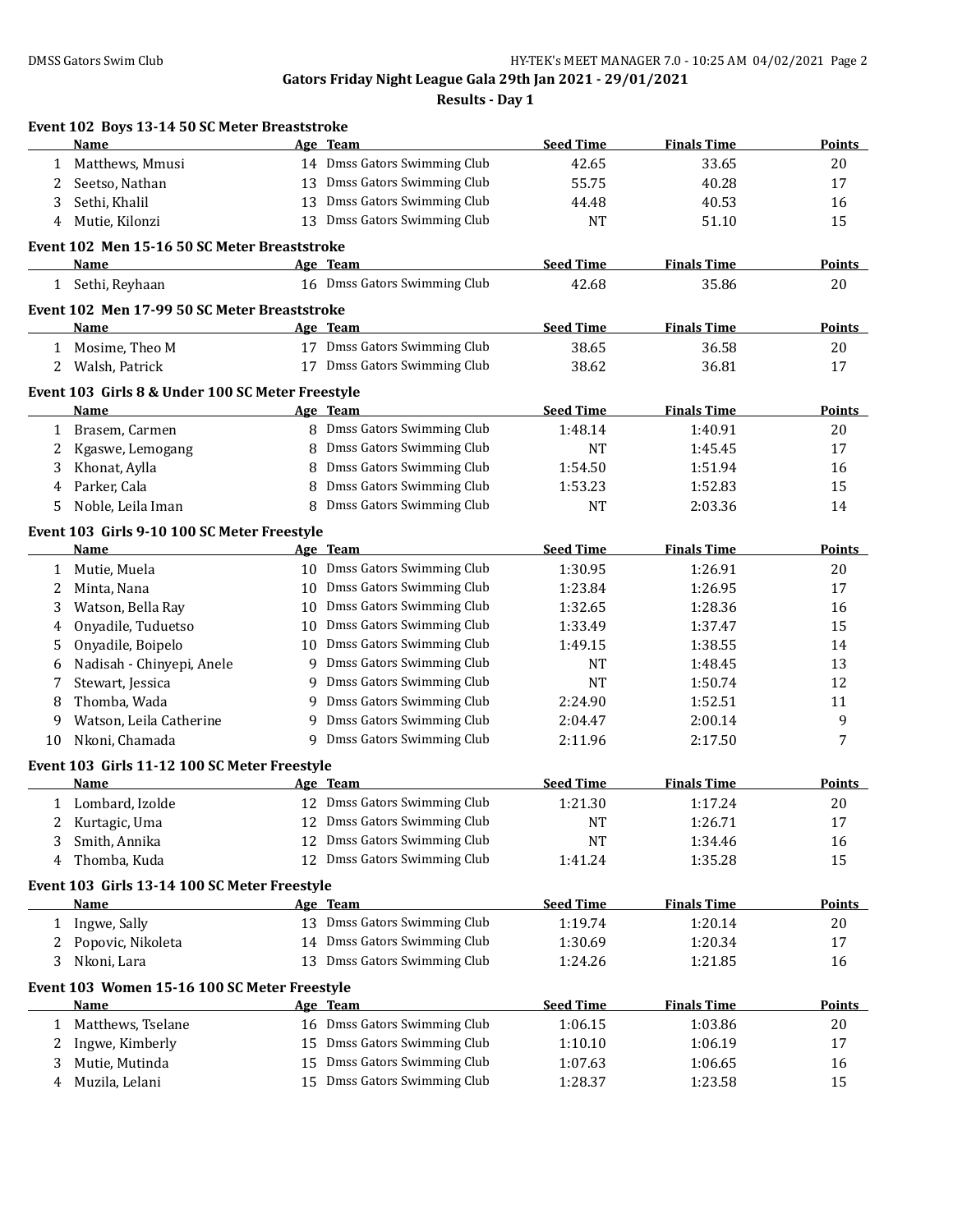**Gators Friday Night League Gala 29th Jan 2021 - 29/01/2021**

**Results - Day 1**

### Event 102 Boys 13-14 50 SC Meter Breaststroke

| | Name | Age | Team | Seed Time | Finals Time | Points |
|---|---|---|---|---|---|---|
| 1 | Matthews, Mmusi | 14 | Dmss Gators Swimming Club | 42.65 | 33.65 | 20 |
| 2 | Seetso, Nathan | 13 | Dmss Gators Swimming Club | 55.75 | 40.28 | 17 |
| 3 | Sethi, Khalil | 13 | Dmss Gators Swimming Club | 44.48 | 40.53 | 16 |
| 4 | Mutie, Kilonzi | 13 | Dmss Gators Swimming Club | NT | 51.10 | 15 |

### Event 102 Men 15-16 50 SC Meter Breaststroke

| | Name | Age | Team | Seed Time | Finals Time | Points |
|---|---|---|---|---|---|---|
| 1 | Sethi, Reyhaan | 16 | Dmss Gators Swimming Club | 42.68 | 35.86 | 20 |

### Event 102 Men 17-99 50 SC Meter Breaststroke

| | Name | Age | Team | Seed Time | Finals Time | Points |
|---|---|---|---|---|---|---|
| 1 | Mosime, Theo M | 17 | Dmss Gators Swimming Club | 38.65 | 36.58 | 20 |
| 2 | Walsh, Patrick | 17 | Dmss Gators Swimming Club | 38.62 | 36.81 | 17 |

### Event 103 Girls 8 & Under 100 SC Meter Freestyle

| | Name | Age | Team | Seed Time | Finals Time | Points |
|---|---|---|---|---|---|---|
| 1 | Brasem, Carmen | 8 | Dmss Gators Swimming Club | 1:48.14 | 1:40.91 | 20 |
| 2 | Kgaswe, Lemogang | 8 | Dmss Gators Swimming Club | NT | 1:45.45 | 17 |
| 3 | Khonat, Aylla | 8 | Dmss Gators Swimming Club | 1:54.50 | 1:51.94 | 16 |
| 4 | Parker, Cala | 8 | Dmss Gators Swimming Club | 1:53.23 | 1:52.83 | 15 |
| 5 | Noble, Leila Iman | 8 | Dmss Gators Swimming Club | NT | 2:03.36 | 14 |

### Event 103 Girls 9-10 100 SC Meter Freestyle

| | Name | Age | Team | Seed Time | Finals Time | Points |
|---|---|---|---|---|---|---|
| 1 | Mutie, Muela | 10 | Dmss Gators Swimming Club | 1:30.95 | 1:26.91 | 20 |
| 2 | Minta, Nana | 10 | Dmss Gators Swimming Club | 1:23.84 | 1:26.95 | 17 |
| 3 | Watson, Bella Ray | 10 | Dmss Gators Swimming Club | 1:32.65 | 1:28.36 | 16 |
| 4 | Onyadile, Tuduetso | 10 | Dmss Gators Swimming Club | 1:33.49 | 1:37.47 | 15 |
| 5 | Onyadile, Boipelo | 10 | Dmss Gators Swimming Club | 1:49.15 | 1:38.55 | 14 |
| 6 | Nadisah - Chinyepi, Anele | 9 | Dmss Gators Swimming Club | NT | 1:48.45 | 13 |
| 7 | Stewart, Jessica | 9 | Dmss Gators Swimming Club | NT | 1:50.74 | 12 |
| 8 | Thomba, Wada | 9 | Dmss Gators Swimming Club | 2:24.90 | 1:52.51 | 11 |
| 9 | Watson, Leila Catherine | 9 | Dmss Gators Swimming Club | 2:04.47 | 2:00.14 | 9 |
| 10 | Nkoni, Chamada | 9 | Dmss Gators Swimming Club | 2:11.96 | 2:17.50 | 7 |

### Event 103 Girls 11-12 100 SC Meter Freestyle

| | Name | Age | Team | Seed Time | Finals Time | Points |
|---|---|---|---|---|---|---|
| 1 | Lombard, Izolde | 12 | Dmss Gators Swimming Club | 1:21.30 | 1:17.24 | 20 |
| 2 | Kurtagic, Uma | 12 | Dmss Gators Swimming Club | NT | 1:26.71 | 17 |
| 3 | Smith, Annika | 12 | Dmss Gators Swimming Club | NT | 1:34.46 | 16 |
| 4 | Thomba, Kuda | 12 | Dmss Gators Swimming Club | 1:41.24 | 1:35.28 | 15 |

### Event 103 Girls 13-14 100 SC Meter Freestyle

| | Name | Age | Team | Seed Time | Finals Time | Points |
|---|---|---|---|---|---|---|
| 1 | Ingwe, Sally | 13 | Dmss Gators Swimming Club | 1:19.74 | 1:20.14 | 20 |
| 2 | Popovic, Nikoleta | 14 | Dmss Gators Swimming Club | 1:30.69 | 1:20.34 | 17 |
| 3 | Nkoni, Lara | 13 | Dmss Gators Swimming Club | 1:24.26 | 1:21.85 | 16 |

### Event 103 Women 15-16 100 SC Meter Freestyle

| | Name | Age | Team | Seed Time | Finals Time | Points |
|---|---|---|---|---|---|---|
| 1 | Matthews, Tselane | 16 | Dmss Gators Swimming Club | 1:06.15 | 1:03.86 | 20 |
| 2 | Ingwe, Kimberly | 15 | Dmss Gators Swimming Club | 1:10.10 | 1:06.19 | 17 |
| 3 | Mutie, Mutinda | 15 | Dmss Gators Swimming Club | 1:07.63 | 1:06.65 | 16 |
| 4 | Muzila, Lelani | 15 | Dmss Gators Swimming Club | 1:28.37 | 1:23.58 | 15 |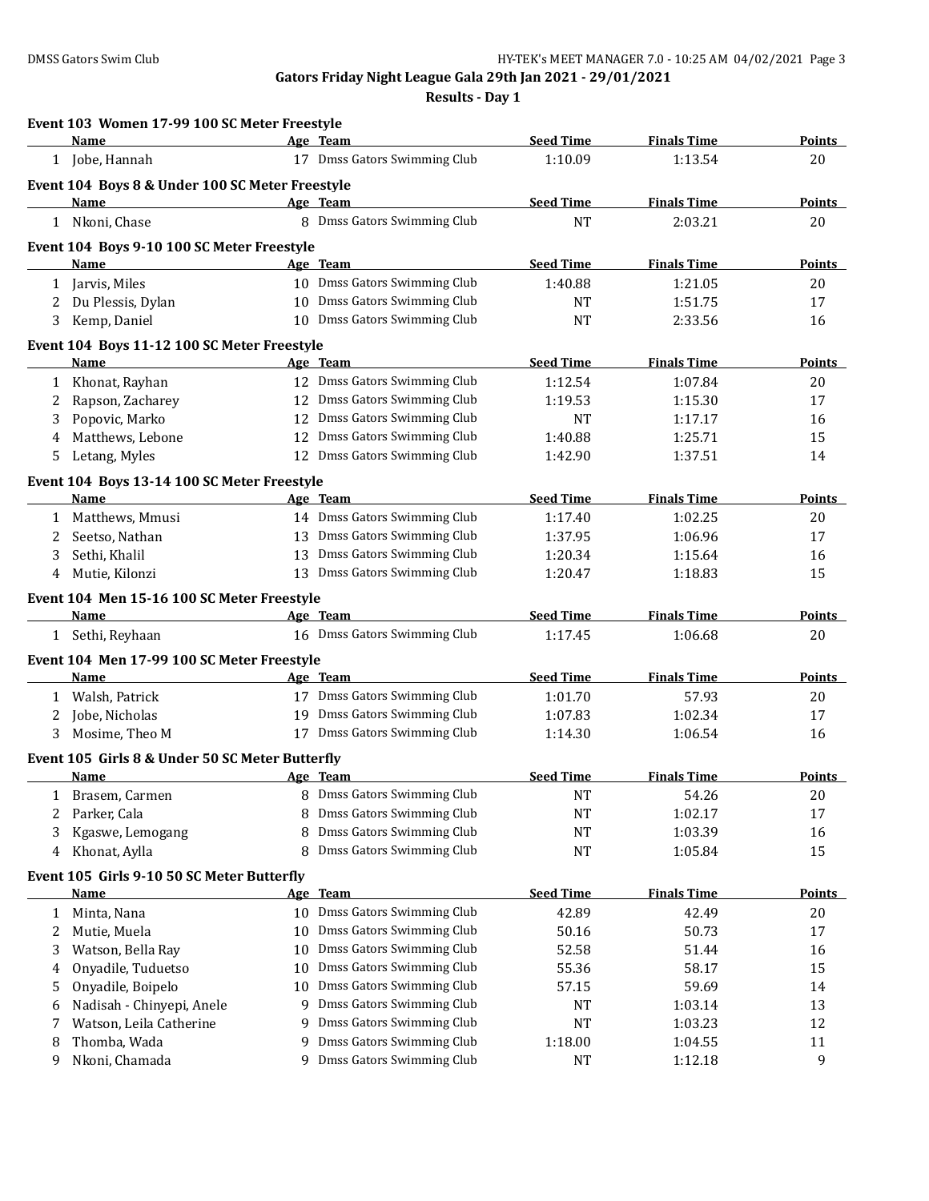Gators Friday Night League Gala 29th Jan 2021 - 29/01/2021

Results - Day 1

### Event 103 Women 17-99 100 SC Meter Freestyle

| | Name | Age | Team | Seed Time | Finals Time | Points |
|---|---|---|---|---|---|---|
| 1 | Jobe, Hannah | 17 | Dmss Gators Swimming Club | 1:10.09 | 1:13.54 | 20 |

### Event 104 Boys 8 & Under 100 SC Meter Freestyle

| | Name | Age | Team | Seed Time | Finals Time | Points |
|---|---|---|---|---|---|---|
| 1 | Nkoni, Chase | 8 | Dmss Gators Swimming Club | NT | 2:03.21 | 20 |

### Event 104 Boys 9-10 100 SC Meter Freestyle

| | Name | Age | Team | Seed Time | Finals Time | Points |
|---|---|---|---|---|---|---|
| 1 | Jarvis, Miles | 10 | Dmss Gators Swimming Club | 1:40.88 | 1:21.05 | 20 |
| 2 | Du Plessis, Dylan | 10 | Dmss Gators Swimming Club | NT | 1:51.75 | 17 |
| 3 | Kemp, Daniel | 10 | Dmss Gators Swimming Club | NT | 2:33.56 | 16 |

### Event 104 Boys 11-12 100 SC Meter Freestyle

| | Name | Age | Team | Seed Time | Finals Time | Points |
|---|---|---|---|---|---|---|
| 1 | Khonat, Rayhan | 12 | Dmss Gators Swimming Club | 1:12.54 | 1:07.84 | 20 |
| 2 | Rapson, Zacharey | 12 | Dmss Gators Swimming Club | 1:19.53 | 1:15.30 | 17 |
| 3 | Popovic, Marko | 12 | Dmss Gators Swimming Club | NT | 1:17.17 | 16 |
| 4 | Matthews, Lebone | 12 | Dmss Gators Swimming Club | 1:40.88 | 1:25.71 | 15 |
| 5 | Letang, Myles | 12 | Dmss Gators Swimming Club | 1:42.90 | 1:37.51 | 14 |

### Event 104 Boys 13-14 100 SC Meter Freestyle

| | Name | Age | Team | Seed Time | Finals Time | Points |
|---|---|---|---|---|---|---|
| 1 | Matthews, Mmusi | 14 | Dmss Gators Swimming Club | 1:17.40 | 1:02.25 | 20 |
| 2 | Seetso, Nathan | 13 | Dmss Gators Swimming Club | 1:37.95 | 1:06.96 | 17 |
| 3 | Sethi, Khalil | 13 | Dmss Gators Swimming Club | 1:20.34 | 1:15.64 | 16 |
| 4 | Mutie, Kilonzi | 13 | Dmss Gators Swimming Club | 1:20.47 | 1:18.83 | 15 |

### Event 104 Men 15-16 100 SC Meter Freestyle

| | Name | Age | Team | Seed Time | Finals Time | Points |
|---|---|---|---|---|---|---|
| 1 | Sethi, Reyhaan | 16 | Dmss Gators Swimming Club | 1:17.45 | 1:06.68 | 20 |

### Event 104 Men 17-99 100 SC Meter Freestyle

| | Name | Age | Team | Seed Time | Finals Time | Points |
|---|---|---|---|---|---|---|
| 1 | Walsh, Patrick | 17 | Dmss Gators Swimming Club | 1:01.70 | 57.93 | 20 |
| 2 | Jobe, Nicholas | 19 | Dmss Gators Swimming Club | 1:07.83 | 1:02.34 | 17 |
| 3 | Mosime, Theo M | 17 | Dmss Gators Swimming Club | 1:14.30 | 1:06.54 | 16 |

### Event 105 Girls 8 & Under 50 SC Meter Butterfly

| | Name | Age | Team | Seed Time | Finals Time | Points |
|---|---|---|---|---|---|---|
| 1 | Brasem, Carmen | 8 | Dmss Gators Swimming Club | NT | 54.26 | 20 |
| 2 | Parker, Cala | 8 | Dmss Gators Swimming Club | NT | 1:02.17 | 17 |
| 3 | Kgaswe, Lemogang | 8 | Dmss Gators Swimming Club | NT | 1:03.39 | 16 |
| 4 | Khonat, Aylla | 8 | Dmss Gators Swimming Club | NT | 1:05.84 | 15 |

### Event 105 Girls 9-10 50 SC Meter Butterfly

| | Name | Age | Team | Seed Time | Finals Time | Points |
|---|---|---|---|---|---|---|
| 1 | Minta, Nana | 10 | Dmss Gators Swimming Club | 42.89 | 42.49 | 20 |
| 2 | Mutie, Muela | 10 | Dmss Gators Swimming Club | 50.16 | 50.73 | 17 |
| 3 | Watson, Bella Ray | 10 | Dmss Gators Swimming Club | 52.58 | 51.44 | 16 |
| 4 | Onyadile, Tuduetso | 10 | Dmss Gators Swimming Club | 55.36 | 58.17 | 15 |
| 5 | Onyadile, Boipelo | 10 | Dmss Gators Swimming Club | 57.15 | 59.69 | 14 |
| 6 | Nadisah - Chinyepi, Anele | 9 | Dmss Gators Swimming Club | NT | 1:03.14 | 13 |
| 7 | Watson, Leila Catherine | 9 | Dmss Gators Swimming Club | NT | 1:03.23 | 12 |
| 8 | Thomba, Wada | 9 | Dmss Gators Swimming Club | 1:18.00 | 1:04.55 | 11 |
| 9 | Nkoni, Chamada | 9 | Dmss Gators Swimming Club | NT | 1:12.18 | 9 |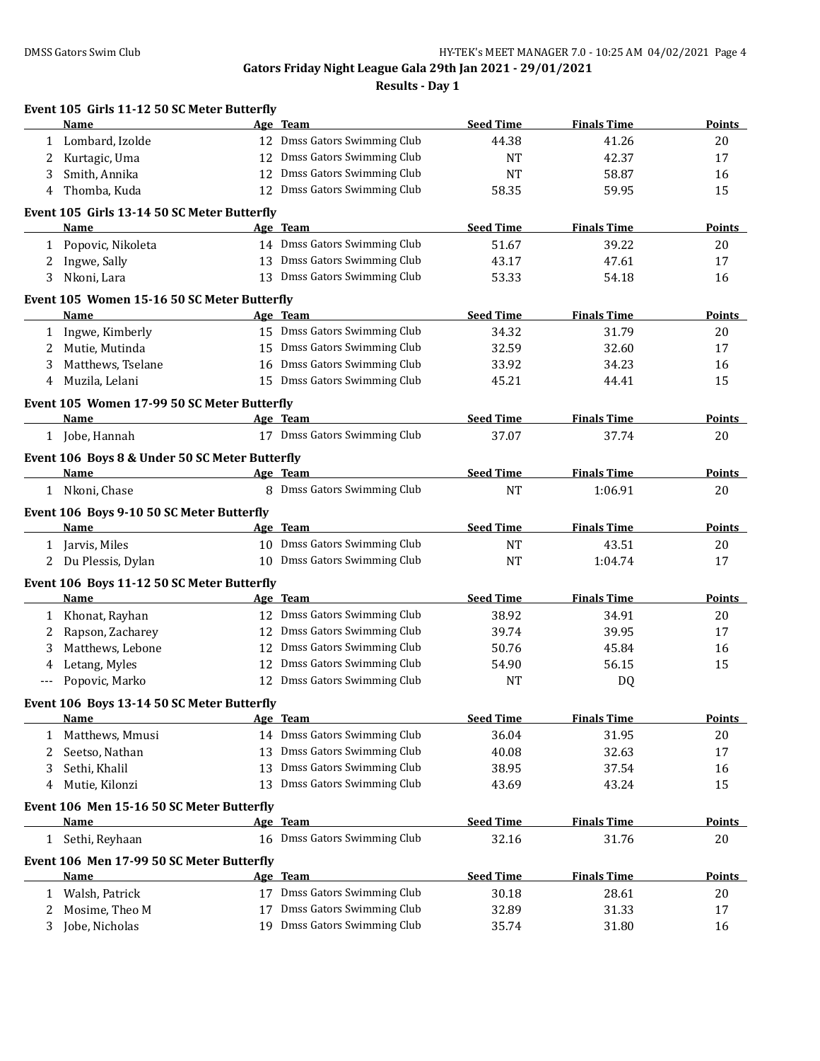Gators Friday Night League Gala 29th Jan 2021 - 29/01/2021

Results - Day 1

### Event 105 Girls 11-12 50 SC Meter Butterfly

| | Name | Age | Team | Seed Time | Finals Time | Points |
|---|---|---|---|---|---|---|
| 1 | Lombard, Izolde | 12 | Dmss Gators Swimming Club | 44.38 | 41.26 | 20 |
| 2 | Kurtagic, Uma | 12 | Dmss Gators Swimming Club | NT | 42.37 | 17 |
| 3 | Smith, Annika | 12 | Dmss Gators Swimming Club | NT | 58.87 | 16 |
| 4 | Thomba, Kuda | 12 | Dmss Gators Swimming Club | 58.35 | 59.95 | 15 |

### Event 105 Girls 13-14 50 SC Meter Butterfly

| | Name | Age | Team | Seed Time | Finals Time | Points |
|---|---|---|---|---|---|---|
| 1 | Popovic, Nikoleta | 14 | Dmss Gators Swimming Club | 51.67 | 39.22 | 20 |
| 2 | Ingwe, Sally | 13 | Dmss Gators Swimming Club | 43.17 | 47.61 | 17 |
| 3 | Nkoni, Lara | 13 | Dmss Gators Swimming Club | 53.33 | 54.18 | 16 |

### Event 105 Women 15-16 50 SC Meter Butterfly

| | Name | Age | Team | Seed Time | Finals Time | Points |
|---|---|---|---|---|---|---|
| 1 | Ingwe, Kimberly | 15 | Dmss Gators Swimming Club | 34.32 | 31.79 | 20 |
| 2 | Mutie, Mutinda | 15 | Dmss Gators Swimming Club | 32.59 | 32.60 | 17 |
| 3 | Matthews, Tselane | 16 | Dmss Gators Swimming Club | 33.92 | 34.23 | 16 |
| 4 | Muzila, Lelani | 15 | Dmss Gators Swimming Club | 45.21 | 44.41 | 15 |

### Event 105 Women 17-99 50 SC Meter Butterfly

| | Name | Age | Team | Seed Time | Finals Time | Points |
|---|---|---|---|---|---|---|
| 1 | Jobe, Hannah | 17 | Dmss Gators Swimming Club | 37.07 | 37.74 | 20 |

### Event 106 Boys 8 & Under 50 SC Meter Butterfly

| | Name | Age | Team | Seed Time | Finals Time | Points |
|---|---|---|---|---|---|---|
| 1 | Nkoni, Chase | 8 | Dmss Gators Swimming Club | NT | 1:06.91 | 20 |

### Event 106 Boys 9-10 50 SC Meter Butterfly

| | Name | Age | Team | Seed Time | Finals Time | Points |
|---|---|---|---|---|---|---|
| 1 | Jarvis, Miles | 10 | Dmss Gators Swimming Club | NT | 43.51 | 20 |
| 2 | Du Plessis, Dylan | 10 | Dmss Gators Swimming Club | NT | 1:04.74 | 17 |

### Event 106 Boys 11-12 50 SC Meter Butterfly

| | Name | Age | Team | Seed Time | Finals Time | Points |
|---|---|---|---|---|---|---|
| 1 | Khonat, Rayhan | 12 | Dmss Gators Swimming Club | 38.92 | 34.91 | 20 |
| 2 | Rapson, Zacharey | 12 | Dmss Gators Swimming Club | 39.74 | 39.95 | 17 |
| 3 | Matthews, Lebone | 12 | Dmss Gators Swimming Club | 50.76 | 45.84 | 16 |
| 4 | Letang, Myles | 12 | Dmss Gators Swimming Club | 54.90 | 56.15 | 15 |
| --- | Popovic, Marko | 12 | Dmss Gators Swimming Club | NT | DQ | |

### Event 106 Boys 13-14 50 SC Meter Butterfly

| | Name | Age | Team | Seed Time | Finals Time | Points |
|---|---|---|---|---|---|---|
| 1 | Matthews, Mmusi | 14 | Dmss Gators Swimming Club | 36.04 | 31.95 | 20 |
| 2 | Seetso, Nathan | 13 | Dmss Gators Swimming Club | 40.08 | 32.63 | 17 |
| 3 | Sethi, Khalil | 13 | Dmss Gators Swimming Club | 38.95 | 37.54 | 16 |
| 4 | Mutie, Kilonzi | 13 | Dmss Gators Swimming Club | 43.69 | 43.24 | 15 |

### Event 106 Men 15-16 50 SC Meter Butterfly

| | Name | Age | Team | Seed Time | Finals Time | Points |
|---|---|---|---|---|---|---|
| 1 | Sethi, Reyhaan | 16 | Dmss Gators Swimming Club | 32.16 | 31.76 | 20 |

### Event 106 Men 17-99 50 SC Meter Butterfly

| | Name | Age | Team | Seed Time | Finals Time | Points |
|---|---|---|---|---|---|---|
| 1 | Walsh, Patrick | 17 | Dmss Gators Swimming Club | 30.18 | 28.61 | 20 |
| 2 | Mosime, Theo M | 17 | Dmss Gators Swimming Club | 32.89 | 31.33 | 17 |
| 3 | Jobe, Nicholas | 19 | Dmss Gators Swimming Club | 35.74 | 31.80 | 16 |